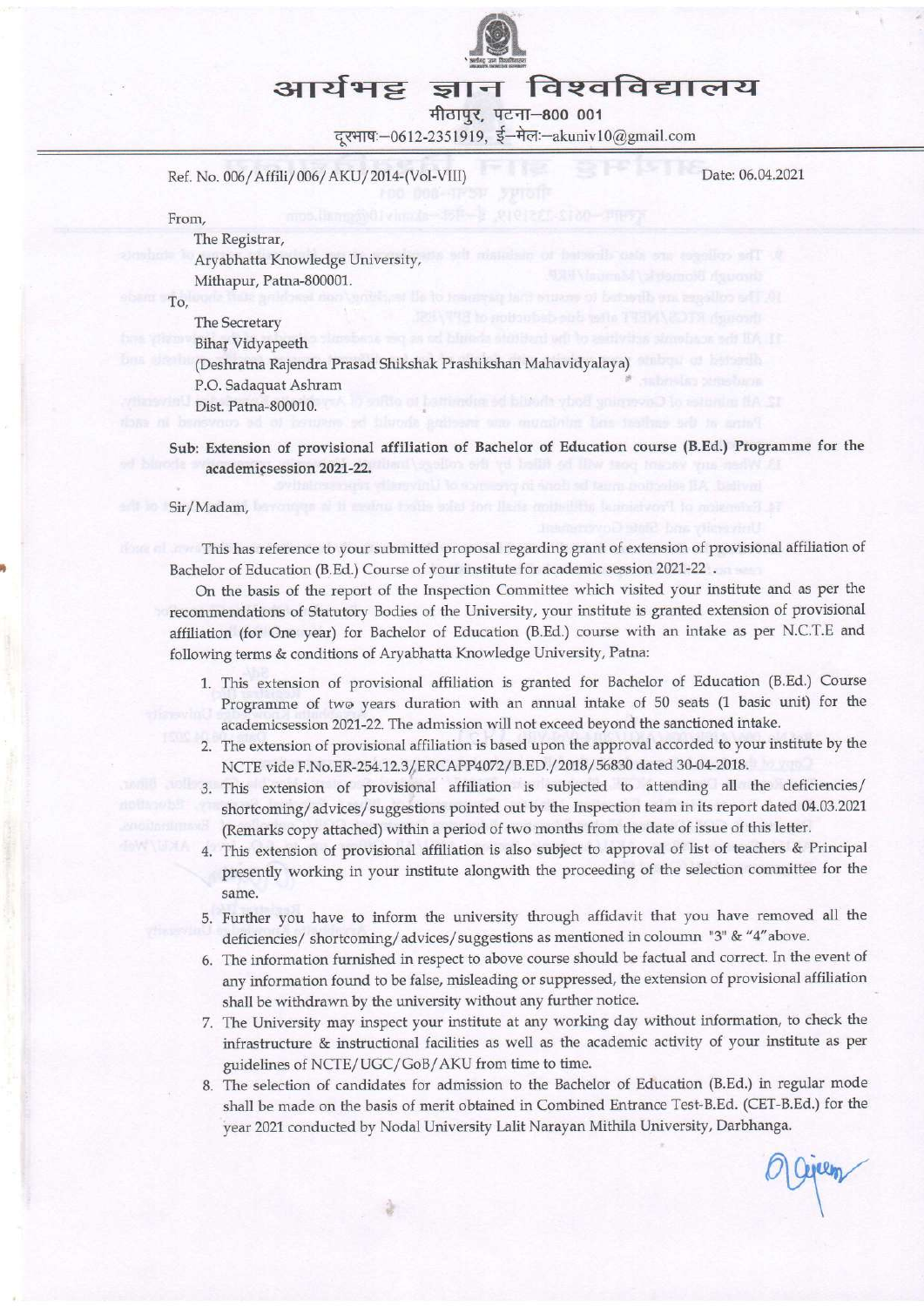# आर्यभट्ट ज्ञान विश्वविद्यालय

मीठापुर, पटना–800 001

दूरभाष:–0612-2351919, ई–मेल:–akuniv10@gmail.com

Ref. No. 006/Affili/006/AKU/2014-(Vol-VIII)

Date: 06.04.2021

From,

The Registrar,
Aryabhatta Knowledge University,
Mithapur, Patna-800001.

To,

The Secretary
Bihar Vidyapeeth
(Deshratna Rajendra Prasad Shikshak Prashikshan Mahavidyalaya)
P.O. Sadaquat Ashram
Dist. Patna-800010.

**Sub: Extension of provisional affiliation of Bachelor of Education course (B.Ed.) Programme for the academicsession 2021-22.**

Sir/Madam,

This has reference to your submitted proposal regarding grant of extension of provisional affiliation of Bachelor of Education (B.Ed.) Course of your institute for academic session 2021-22.

On the basis of the report of the Inspection Committee which visited your institute and as per the recommendations of Statutory Bodies of the University, your institute is granted extension of provisional affiliation (for One year) for Bachelor of Education (B.Ed.) course with an intake as per N.C.T.E and following terms & conditions of Aryabhatta Knowledge University, Patna:

1. This extension of provisional affiliation is granted for Bachelor of Education (B.Ed.) Course Programme of two years duration with an annual intake of 50 seats (1 basic unit) for the academicsession 2021-22. The admission will not exceed beyond the sanctioned intake.
2. The extension of provisional affiliation is based upon the approval accorded to your institute by the NCTE vide F.No.ER-254.12.3/ERCAPP4072/B.ED./2018/56830 dated 30-04-2018.
3. This extension of provisional affiliation is subjected to attending all the deficiencies/ shortcoming/advices/suggestions pointed out by the Inspection team in its report dated 04.03.2021 (Remarks copy attached) within a period of two months from the date of issue of this letter.
4. This extension of provisional affiliation is also subject to approval of list of teachers & Principal presently working in your institute alongwith the proceeding of the selection committee for the same.
5. Further you have to inform the university through affidavit that you have removed all the deficiencies/ shortcoming/advices/suggestions as mentioned in coloumn "3" & "4" above.
6. The information furnished in respect to above course should be factual and correct. In the event of any information found to be false, misleading or suppressed, the extension of provisional affiliation shall be withdrawn by the university without any further notice.
7. The University may inspect your institute at any working day without information, to check the infrastructure & instructional facilities as well as the academic activity of your institute as per guidelines of NCTE/UGC/GoB/AKU from time to time.
8. The selection of candidates for admission to the Bachelor of Education (B.Ed.) in regular mode shall be made on the basis of merit obtained in Combined Entrance Test-B.Ed. (CET-B.Ed.) for the year 2021 conducted by Nodal University Lalit Narayan Mithila University, Darbhanga.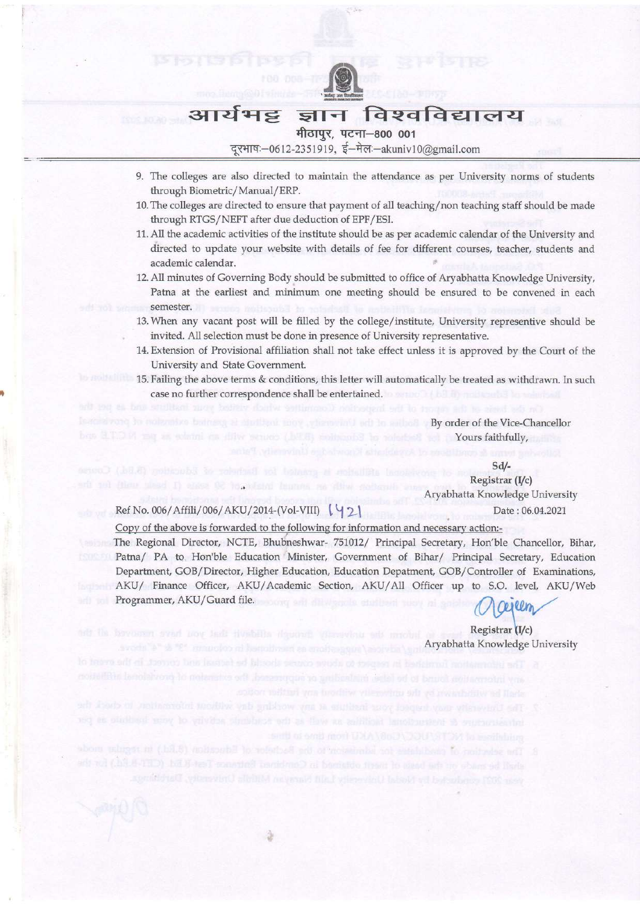# आर्यभट्ट ज्ञान विश्वविद्यालय

मीठापुर, पटना–800 001

दूरभाष:–0612-2351919, ई–मेल:–akuniv10@gmail.com

9. The colleges are also directed to maintain the attendance as per University norms of students through Biometric/Manual/ERP.
10. The colleges are directed to ensure that payment of all teaching/non teaching staff should be made through RTGS/NEFT after due deduction of EPF/ESI.
11. All the academic activities of the institute should be as per academic calendar of the University and directed to update your website with details of fee for different courses, teacher, students and academic calendar.
12. All minutes of Governing Body should be submitted to office of Aryabhatta Knowledge University, Patna at the earliest and minimum one meeting should be ensured to be convened in each semester.
13. When any vacant post will be filled by the college/institute, University representive should be invited. All selection must be done in presence of University representative.
14. Extension of Provisional affiliation shall not take effect unless it is approved by the Court of the University and State Government.
15. Failing the above terms & conditions, this letter will automatically be treated as withdrawn. In such case no further correspondence shall be entertained.

By order of the Vice-Chancellor

Yours faithfully,

Sd/-

Registrar (I/c)

Aryabhatta Knowledge University

Ref No. 006/Affili/006/AKU/2014-(Vol-VIII) 1421 Date : 06.04.2021

Copy of the above is forwarded to the following for information and necessary action:-

The Regional Director, NCTE, Bhubneshwar- 751012/ Principal Secretary, Hon'ble Chancellor, Bihar, Patna/ PA to Hon'ble Education Minister, Government of Bihar/ Principal Secretary, Education Department, GOB/Director, Higher Education, Education Depatment, GOB/Controller of Examinations, AKU/ Finance Officer, AKU/Academic Section, AKU/All Officer up to S.O. level, AKU/Web Programmer, AKU/Guard file.

Registrar (I/c)

Aryabhatta Knowledge University